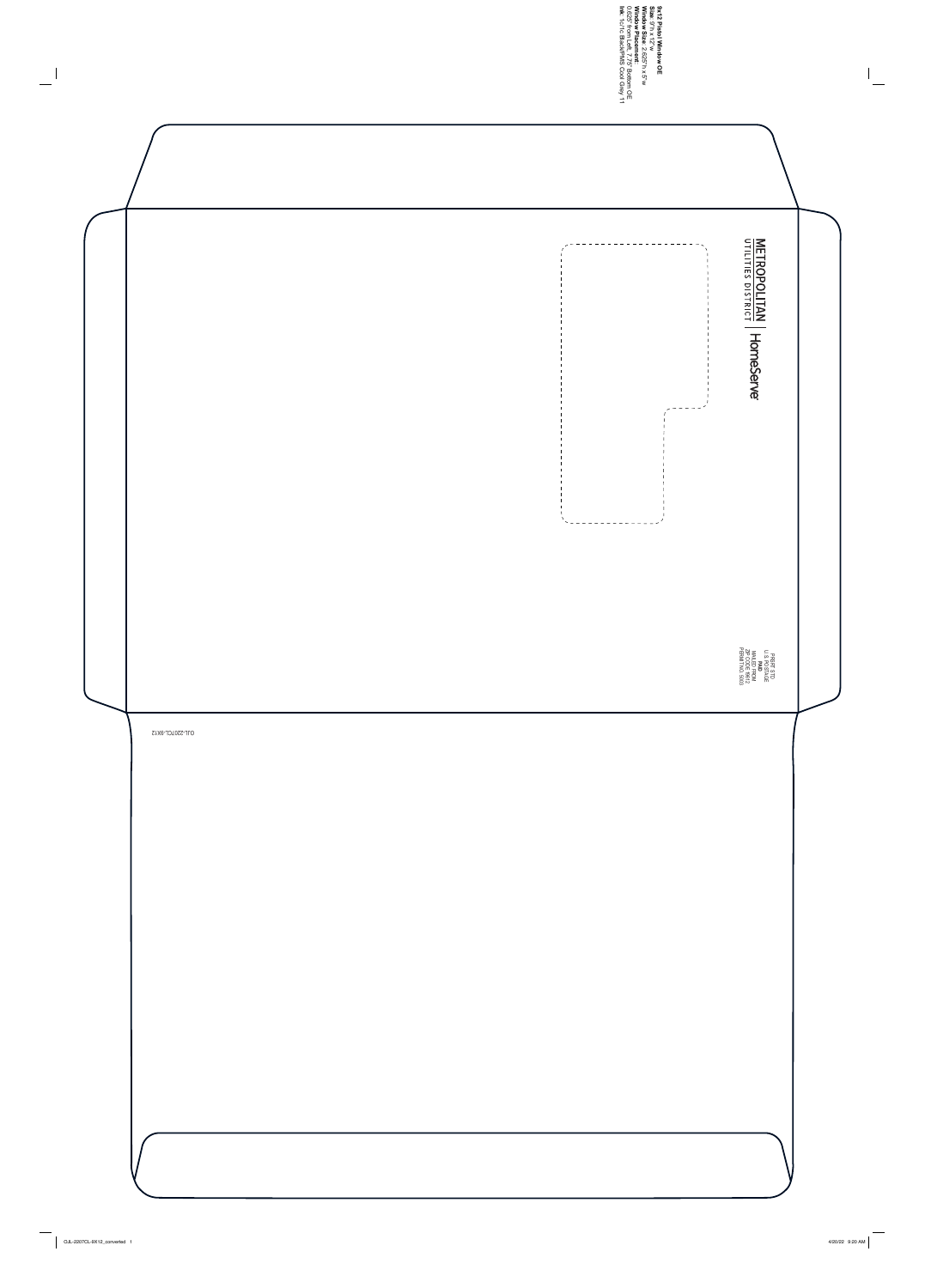**9x12 Plastic Window OE**
**Size**: 9"h x 12"w
**Window Size**: 2.625"h x 5"w
**Window Placement**:
0.625" from Left 7.75 Bottom OE
**Ink**: 1c/1c Black/PMS Cool Grey 11

METROPOLITAN
UTILITIES DISTRICT | HomeServe

PRSRT STD
U.S. POSTAGE
PAID
ZIP CODE 19612
PERMIT NO. 5003

CUL-2207CL-9X12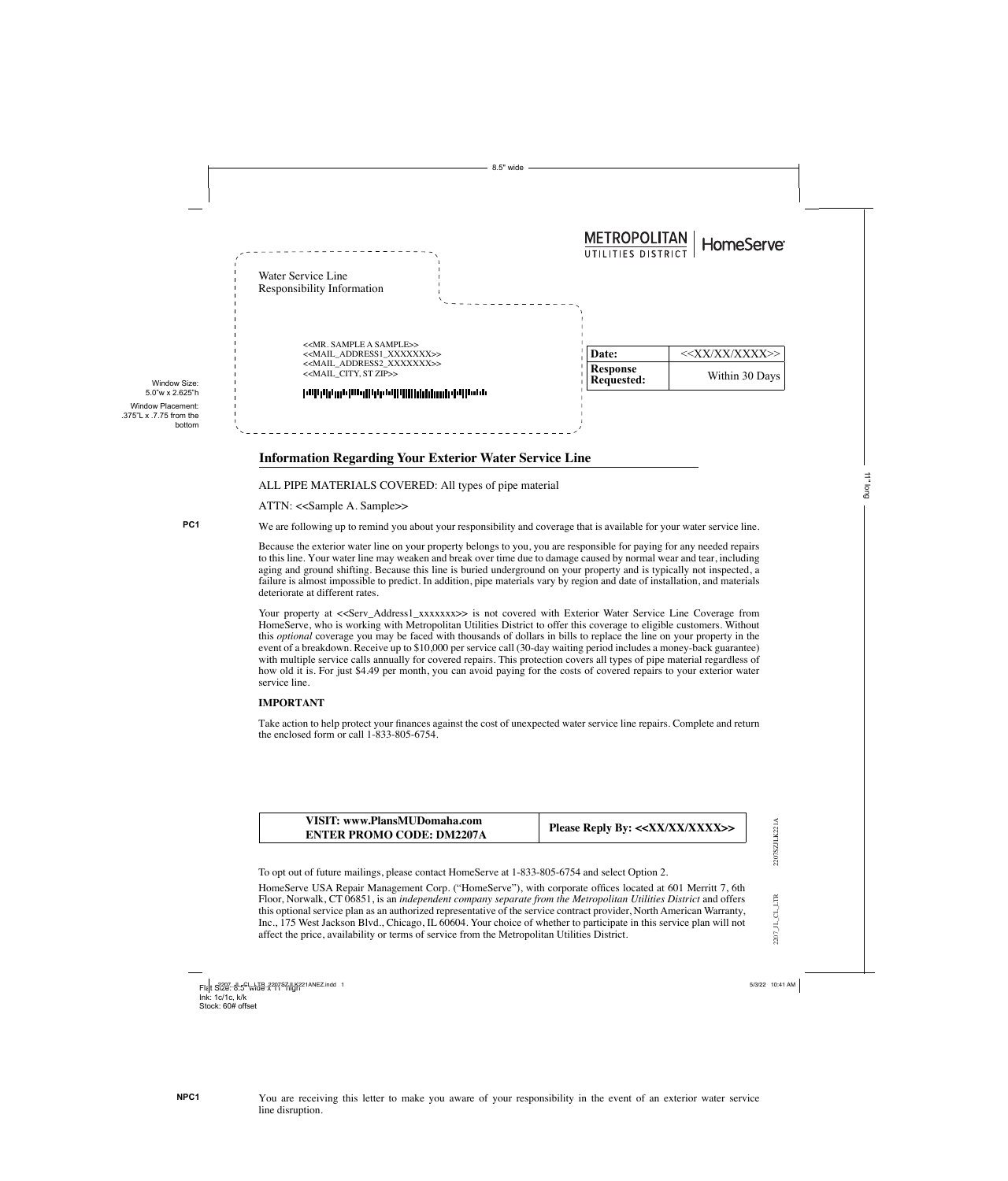METROPOLITAN UTILITIES DISTRICT | HomeServe

Water Service Line
Responsibility Information

<<MR. SAMPLE A SAMPLE>>
<<MAIL_ADDRESS1_XXXXXXX>>
<<MAIL_ADDRESS2_XXXXXXX>>
<<MAIL_CITY, ST ZIP>>

| Date: | <<XX/XX/XXXX>> |
|---|---|
| Response Requested: | Within 30 Days |

## Information Regarding Your Exterior Water Service Line

ALL PIPE MATERIALS COVERED: All types of pipe material

ATTN: <<Sample A. Sample>>

We are following up to remind you about your responsibility and coverage that is available for your water service line.

Because the exterior water line on your property belongs to you, you are responsible for paying for any needed repairs to this line. Your water line may weaken and break over time due to damage caused by normal wear and tear, including aging and ground shifting. Because this line is buried underground on your property and is typically not inspected, a failure is almost impossible to predict. In addition, pipe materials vary by region and date of installation, and materials deteriorate at different rates.

Your property at <<Serv_Address1_xxxxxxx>> is not covered with Exterior Water Service Line Coverage from HomeServe, who is working with Metropolitan Utilities District to offer this coverage to eligible customers. Without this *optional* coverage you may be faced with thousands of dollars in bills to replace the line on your property in the event of a breakdown. Receive up to $10,000 per service call (30-day waiting period includes a money-back guarantee) with multiple service calls annually for covered repairs. This protection covers all types of pipe material regardless of how old it is. For just $4.49 per month, you can avoid paying for the costs of covered repairs to your exterior water service line.

**IMPORTANT**

Take action to help protect your finances against the cost of unexpected water service line repairs. Complete and return the enclosed form or call 1-833-805-6754.

| VISIT: www.PlansMUDomaha.com ENTER PROMO CODE: DM2207A | Please Reply By: <<XX/XX/XXXX>> |
|---|---|

To opt out of future mailings, please contact HomeServe at 1-833-805-6754 and select Option 2.

HomeServe USA Repair Management Corp. ("HomeServe"), with corporate offices located at 601 Merritt 7, 6th Floor, Norwalk, CT 06851, is an *independent company separate from the Metropolitan Utilities District* and offers this optional service plan as an authorized representative of the service contract provider, North American Warranty, Inc., 175 West Jackson Blvd., Chicago, IL 60604. Your choice of whether to participate in this service plan will not affect the price, availability or terms of service from the Metropolitan Utilities District.

You are receiving this letter to make you aware of your responsibility in the event of an exterior water service line disruption.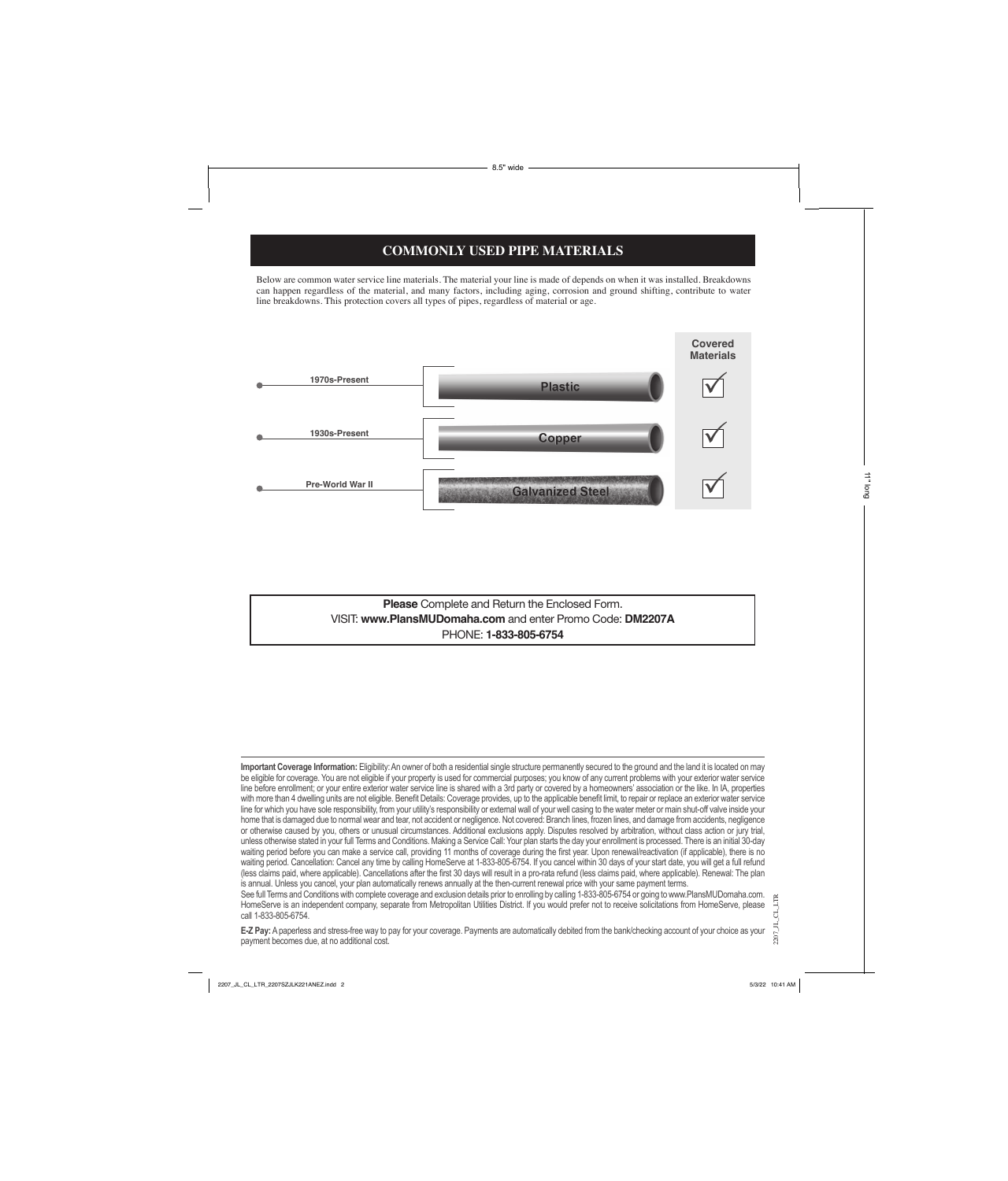## COMMONLY USED PIPE MATERIALS

Below are common water service line materials. The material your line is made of depends on when it was installed. Breakdowns can happen regardless of the material, and many factors, including aging, corrosion and ground shifting, contribute to water line breakdowns. This protection covers all types of pipes, regardless of material or age.

| Era | Material | Covered Materials |
|---|---|---|
| 1970s-Present | Plastic | ✓ |
| 1930s-Present | Copper | ✓ |
| Pre-World War II | Galvanized Steel | ✓ |

**Please** Complete and Return the Enclosed Form.
VISIT: **www.PlansMUDomaha.com** and enter Promo Code: **DM2207A**
PHONE: **1-833-805-6754**

**Important Coverage Information:** Eligibility: An owner of both a residential single structure permanently secured to the ground and the land it is located on may be eligible for coverage. You are not eligible if your property is used for commercial purposes; you know of any current problems with your exterior water service line before enrollment; or your entire exterior water service line is shared with a 3rd party or covered by a homeowners' association or the like. In IA, properties with more than 4 dwelling units are not eligible. Benefit Details: Coverage provides, up to the applicable benefit limit, to repair or replace an exterior water service line for which you have sole responsibility, from your utility's responsibility or external wall of your well casing to the water meter or main shut-off valve inside your home that is damaged due to normal wear and tear, not accident or negligence. Not covered: Branch lines, frozen lines, and damage from accidents, negligence or otherwise caused by you, others or unusual circumstances. Additional exclusions apply. Disputes resolved by arbitration, without class action or jury trial, unless otherwise stated in your full Terms and Conditions. Making a Service Call: Your plan starts the day your enrollment is processed. There is an initial 30-day waiting period before you can make a service call, providing 11 months of coverage during the first year. Upon renewal/reactivation (if applicable), there is no waiting period. Cancellation: Cancel any time by calling HomeServe at 1-833-805-6754. If you cancel within 30 days of your start date, you will get a full refund (less claims paid, where applicable). Cancellations after the first 30 days will result in a pro-rata refund (less claims paid, where applicable). Renewal: The plan is annual. Unless you cancel, your plan automatically renews annually at the then-current renewal price with your same payment terms.
See full Terms and Conditions with complete coverage and exclusion details prior to enrolling by calling 1-833-805-6754 or going to www.PlansMUDomaha.com. HomeServe is an independent company, separate from Metropolitan Utilities District. If you would prefer not to receive solicitations from HomeServe, please call 1-833-805-6754.

**E-Z Pay:** A paperless and stress-free way to pay for your coverage. Payments are automatically debited from the bank/checking account of your choice as your payment becomes due, at no additional cost.

2207_JL_CL_LTR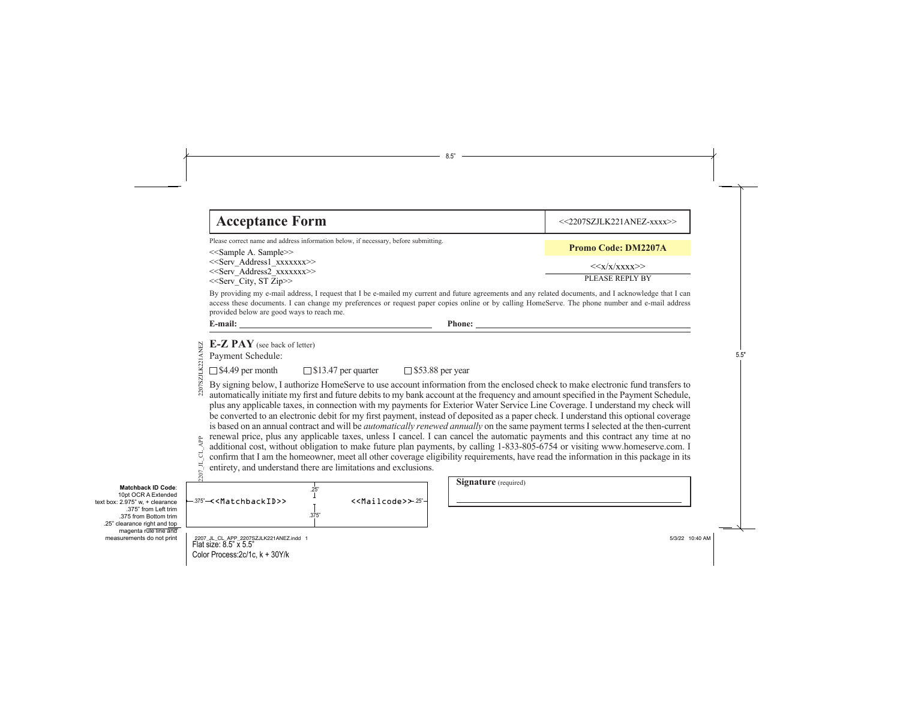# Acceptance Form

<<2207SZJLK221ANEZ-xxxx>>

Please correct name and address information below, if necessary, before submitting.

<<Sample A. Sample>>
<<Serv_Address1_xxxxxxx>>
<<Serv_Address2_xxxxxxx>>
<<Serv_City, ST Zip>>

**Promo Code: DM2207A**

<<x/x/xxxx>>
PLEASE REPLY BY

By providing my e-mail address, I request that I be e-mailed my current and future agreements and any related documents, and I acknowledge that I can access these documents. I can change my preferences or request paper copies online or by calling HomeServe. The phone number and e-mail address provided below are good ways to reach me.

**E-mail:** ______________________ **Phone:** ______________________

## E-Z PAY (see back of letter)

Payment Schedule:

☐ $4.49 per month ☐ $13.47 per quarter ☐ $53.88 per year

By signing below, I authorize HomeServe to use account information from the enclosed check to make electronic fund transfers to automatically initiate my first and future debits to my bank account at the frequency and amount specified in the Payment Schedule, plus any applicable taxes, in connection with my payments for Exterior Water Service Line Coverage. I understand my check will be converted to an electronic debit for my first payment, instead of deposited as a paper check. I understand this optional coverage is based on an annual contract and will be *automatically renewed annually* on the same payment terms I selected at the then-current renewal price, plus any applicable taxes, unless I cancel. I can cancel the automatic payments and this contract any time at no additional cost, without obligation to make future plan payments, by calling 1-833-805-6754 or visiting www.homeserve.com. I confirm that I am the homeowner, meet all other coverage eligibility requirements, have read the information in this package in its entirety, and understand there are limitations and exclusions.

<<MatchbackID>> <<Mailcode>>

**Signature** (required)

______________________________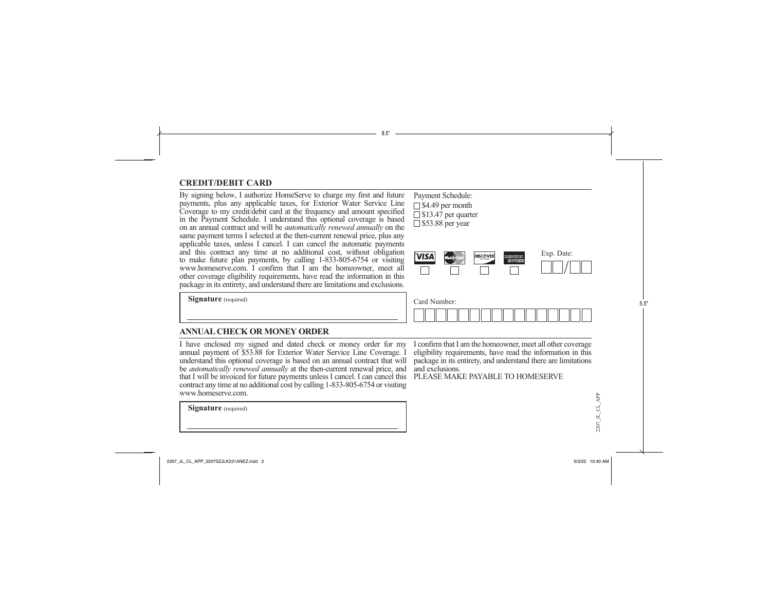## CREDIT/DEBIT CARD

By signing below, I authorize HomeServe to charge my first and future payments, plus any applicable taxes, for Exterior Water Service Line Coverage to my credit/debit card at the frequency and amount specified in the Payment Schedule. I understand this optional coverage is based on an annual contract and will be *automatically renewed annually* on the same payment terms I selected at the then-current renewal price, plus any applicable taxes, unless I cancel. I can cancel the automatic payments and this contract any time at no additional cost, without obligation to make future plan payments, by calling 1-833-805-6754 or visiting www.homeserve.com. I confirm that I am the homeowner, meet all other coverage eligibility requirements, have read the information in this package in its entirety, and understand there are limitations and exclusions.

**Signature** (required)

Payment Schedule:

- ☐ $4.49 per month
- ☐ $13.47 per quarter
- ☐ $53.88 per year

☐ VISA ☐ MasterCard ☐ DISCOVER ☐ AMERICAN EXPRESS

Exp. Date: ☐☐/☐☐

Card Number: ☐☐☐☐☐☐☐☐☐☐☐☐☐☐☐☐

## ANNUAL CHECK OR MONEY ORDER

I have enclosed my signed and dated check or money order for my annual payment of $53.88 for Exterior Water Service Line Coverage. I understand this optional coverage is based on an annual contract that will be *automatically renewed annually* at the then-current renewal price, and that I will be invoiced for future payments unless I cancel. I can cancel this contract any time at no additional cost by calling 1-833-805-6754 or visiting www.homeserve.com.

**Signature** (required)

I confirm that I am the homeowner, meet all other coverage eligibility requirements, have read the information in this package in its entirety, and understand there are limitations and exclusions.

PLEASE MAKE PAYABLE TO HOMESERVE

2207_JL_CL_APP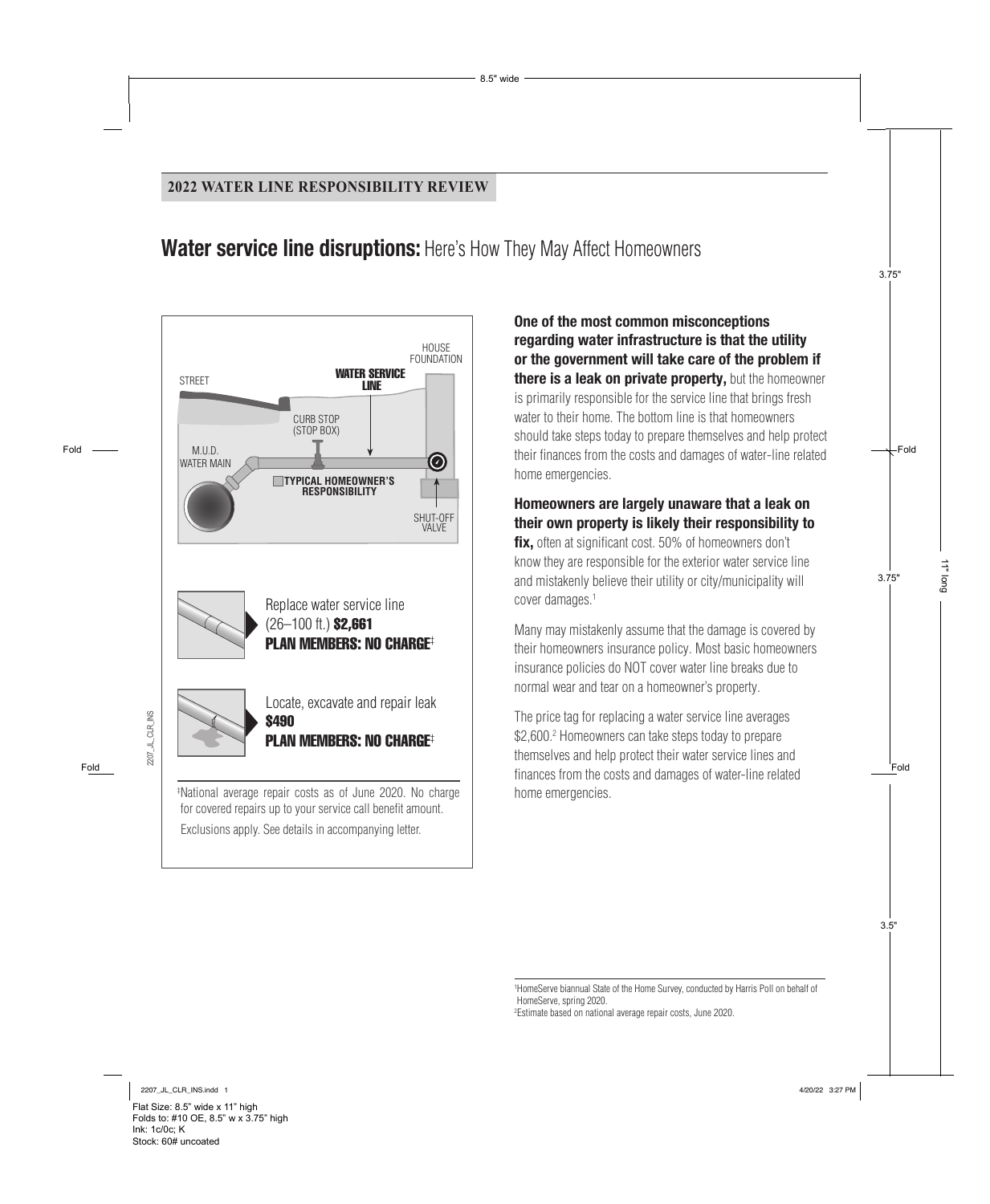## 2022 WATER LINE RESPONSIBILITY REVIEW

# **Water service line disruptions:** Here's How They May Affect Homeowners

STREET

HOUSE FOUNDATION

WATER SERVICE LINE

CURB STOP (STOP BOX)

M.U.D. WATER MAIN

TYPICAL HOMEOWNER'S RESPONSIBILITY

SHUT-OFF VALVE

Replace water service line (26–100 ft.) **$2,661**
**PLAN MEMBERS: NO CHARGE‡**

Locate, excavate and repair leak **$490**
**PLAN MEMBERS: NO CHARGE‡**

‡National average repair costs as of June 2020. No charge for covered repairs up to your service call benefit amount. Exclusions apply. See details in accompanying letter.

**One of the most common misconceptions regarding water infrastructure is that the utility or the government will take care of the problem if there is a leak on private property,** but the homeowner is primarily responsible for the service line that brings fresh water to their home. The bottom line is that homeowners should take steps today to prepare themselves and help protect their finances from the costs and damages of water-line related home emergencies.

**Homeowners are largely unaware that a leak on their own property is likely their responsibility to fix,** often at significant cost. 50% of homeowners don't know they are responsible for the exterior water service line and mistakenly believe their utility or city/municipality will cover damages.[1]

Many may mistakenly assume that the damage is covered by their homeowners insurance policy. Most basic homeowners insurance policies do NOT cover water line breaks due to normal wear and tear on a homeowner's property.

The price tag for replacing a water service line averages $2,600.[2] Homeowners can take steps today to prepare themselves and help protect their water service lines and finances from the costs and damages of water-line related home emergencies.

[1]HomeServe biannual State of the Home Survey, conducted by Harris Poll on behalf of HomeServe, spring 2020.
[2]Estimate based on national average repair costs, June 2020.